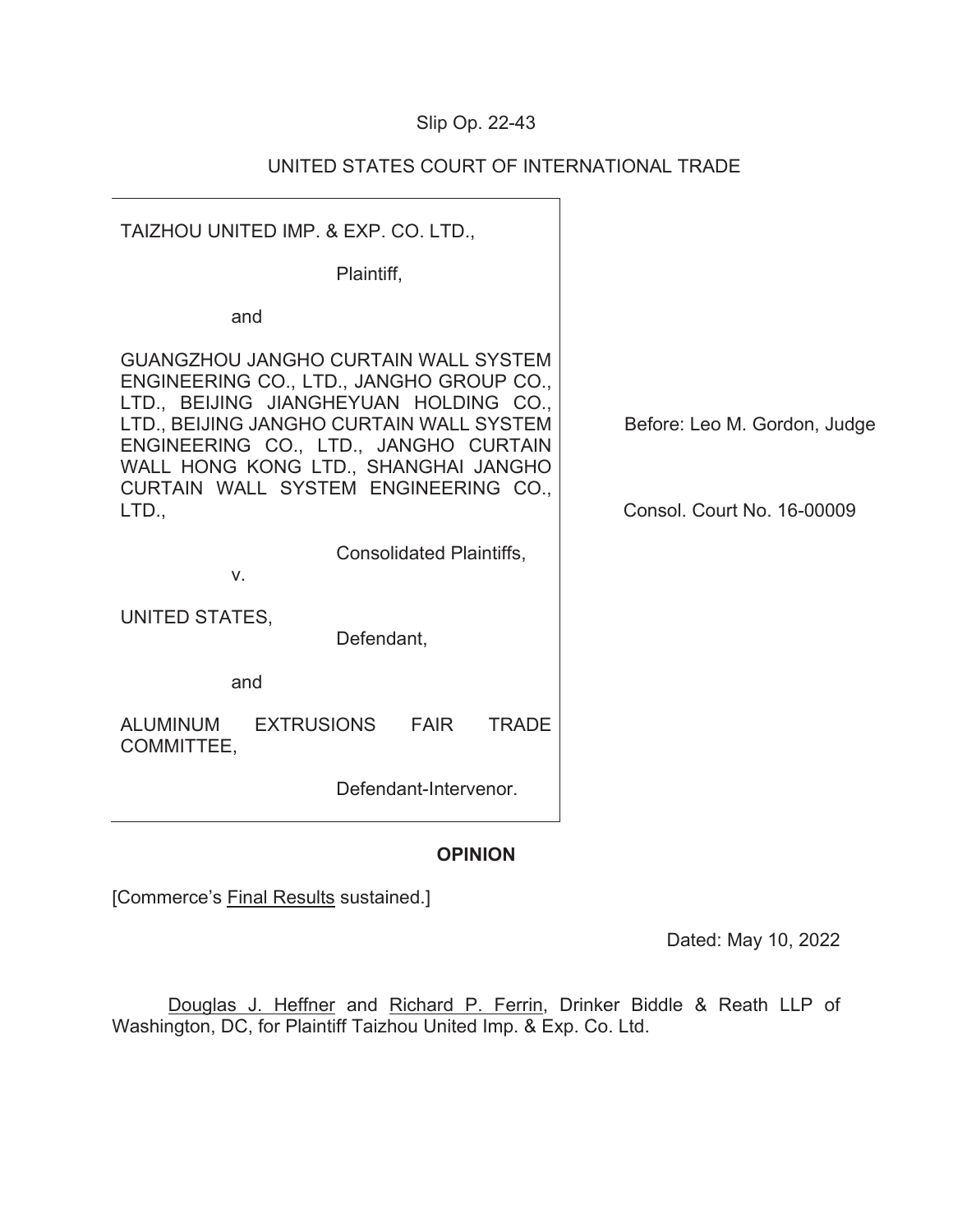Slip Op. 22-43

UNITED STATES COURT OF INTERNATIONAL TRADE

TAIZHOU UNITED IMP. & EXP. CO. LTD.,

Plaintiff,

and

GUANGZHOU JANGHO CURTAIN WALL SYSTEM ENGINEERING CO., LTD., JANGHO GROUP CO., LTD., BEIJING JIANGHEYUAN HOLDING CO., LTD., BEIJING JANGHO CURTAIN WALL SYSTEM ENGINEERING CO., LTD., JANGHO CURTAIN WALL HONG KONG LTD., SHANGHAI JANGHO CURTAIN WALL SYSTEM ENGINEERING CO., LTD.,

Consolidated Plaintiffs,

v.

UNITED STATES,

Defendant,

and

ALUMINUM EXTRUSIONS FAIR TRADE COMMITTEE,

Defendant-Intervenor.

Before: Leo M. Gordon, Judge

Consol. Court No. 16-00009

**OPINION**

[Commerce's Final Results sustained.]

Dated: May 10, 2022

Douglas J. Heffner and Richard P. Ferrin, Drinker Biddle & Reath LLP of Washington, DC, for Plaintiff Taizhou United Imp. & Exp. Co. Ltd.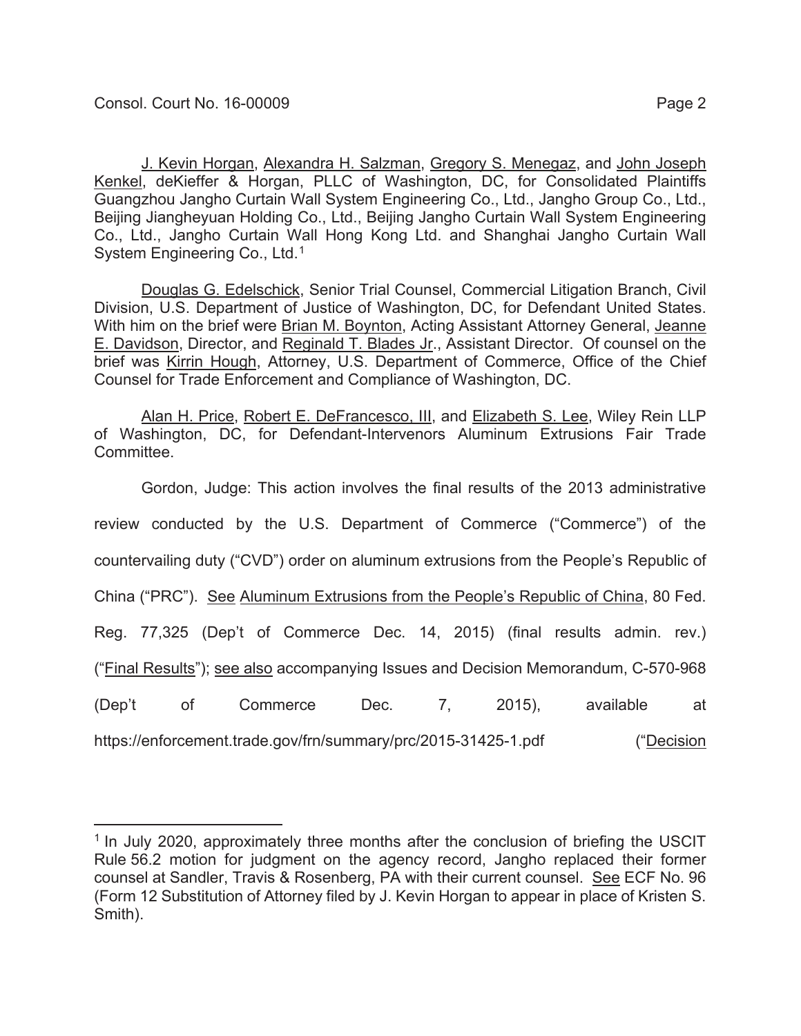J. Kevin Horgan, Alexandra H. Salzman, Gregory S. Menegaz, and John Joseph Kenkel, deKieffer & Horgan, PLLC of Washington, DC, for Consolidated Plaintiffs Guangzhou Jangho Curtain Wall System Engineering Co., Ltd., Jangho Group Co., Ltd., Beijing Jiangheyuan Holding Co., Ltd., Beijing Jangho Curtain Wall System Engineering Co., Ltd., Jangho Curtain Wall Hong Kong Ltd. and Shanghai Jangho Curtain Wall System Engineering Co., Ltd.[1]

Douglas G. Edelschick, Senior Trial Counsel, Commercial Litigation Branch, Civil Division, U.S. Department of Justice of Washington, DC, for Defendant United States. With him on the brief were Brian M. Boynton, Acting Assistant Attorney General, Jeanne E. Davidson, Director, and Reginald T. Blades Jr., Assistant Director. Of counsel on the brief was Kirrin Hough, Attorney, U.S. Department of Commerce, Office of the Chief Counsel for Trade Enforcement and Compliance of Washington, DC.

Alan H. Price, Robert E. DeFrancesco, III, and Elizabeth S. Lee, Wiley Rein LLP of Washington, DC, for Defendant-Intervenors Aluminum Extrusions Fair Trade Committee.

Gordon, Judge: This action involves the final results of the 2013 administrative review conducted by the U.S. Department of Commerce ("Commerce") of the countervailing duty ("CVD") order on aluminum extrusions from the People's Republic of China ("PRC"). See Aluminum Extrusions from the People's Republic of China, 80 Fed. Reg. 77,325 (Dep't of Commerce Dec. 14, 2015) (final results admin. rev.) ("Final Results"); see also accompanying Issues and Decision Memorandum, C-570-968 (Dep't of Commerce Dec. 7, 2015), available at https://enforcement.trade.gov/frn/summary/prc/2015-31425-1.pdf ("Decision

[1] In July 2020, approximately three months after the conclusion of briefing the USCIT Rule 56.2 motion for judgment on the agency record, Jangho replaced their former counsel at Sandler, Travis & Rosenberg, PA with their current counsel. See ECF No. 96 (Form 12 Substitution of Attorney filed by J. Kevin Horgan to appear in place of Kristen S. Smith).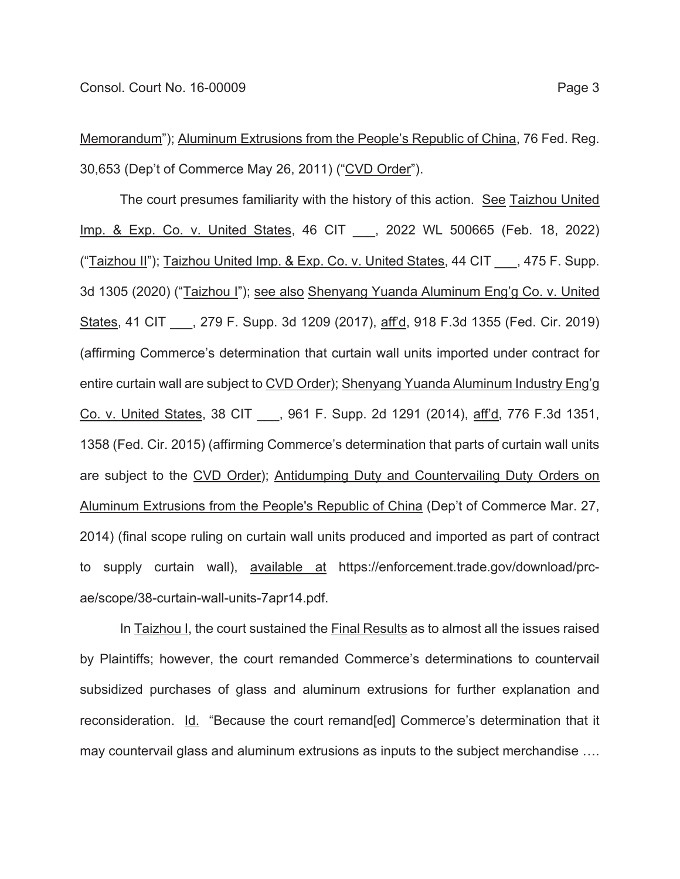Memorandum"); Aluminum Extrusions from the People's Republic of China, 76 Fed. Reg. 30,653 (Dep't of Commerce May 26, 2011) ("CVD Order").

The court presumes familiarity with the history of this action. See Taizhou United Imp. & Exp. Co. v. United States, 46 CIT ___, 2022 WL 500665 (Feb. 18, 2022) ("Taizhou II"); Taizhou United Imp. & Exp. Co. v. United States, 44 CIT ___, 475 F. Supp. 3d 1305 (2020) ("Taizhou I"); see also Shenyang Yuanda Aluminum Eng'g Co. v. United States, 41 CIT ___, 279 F. Supp. 3d 1209 (2017), aff'd, 918 F.3d 1355 (Fed. Cir. 2019) (affirming Commerce's determination that curtain wall units imported under contract for entire curtain wall are subject to CVD Order); Shenyang Yuanda Aluminum Industry Eng'g Co. v. United States, 38 CIT ___, 961 F. Supp. 2d 1291 (2014), aff'd, 776 F.3d 1351, 1358 (Fed. Cir. 2015) (affirming Commerce's determination that parts of curtain wall units are subject to the CVD Order); Antidumping Duty and Countervailing Duty Orders on Aluminum Extrusions from the People's Republic of China (Dep't of Commerce Mar. 27, 2014) (final scope ruling on curtain wall units produced and imported as part of contract to supply curtain wall), available at https://enforcement.trade.gov/download/prc-ae/scope/38-curtain-wall-units-7apr14.pdf.

In Taizhou I, the court sustained the Final Results as to almost all the issues raised by Plaintiffs; however, the court remanded Commerce's determinations to countervail subsidized purchases of glass and aluminum extrusions for further explanation and reconsideration. Id. "Because the court remand[ed] Commerce's determination that it may countervail glass and aluminum extrusions as inputs to the subject merchandise ….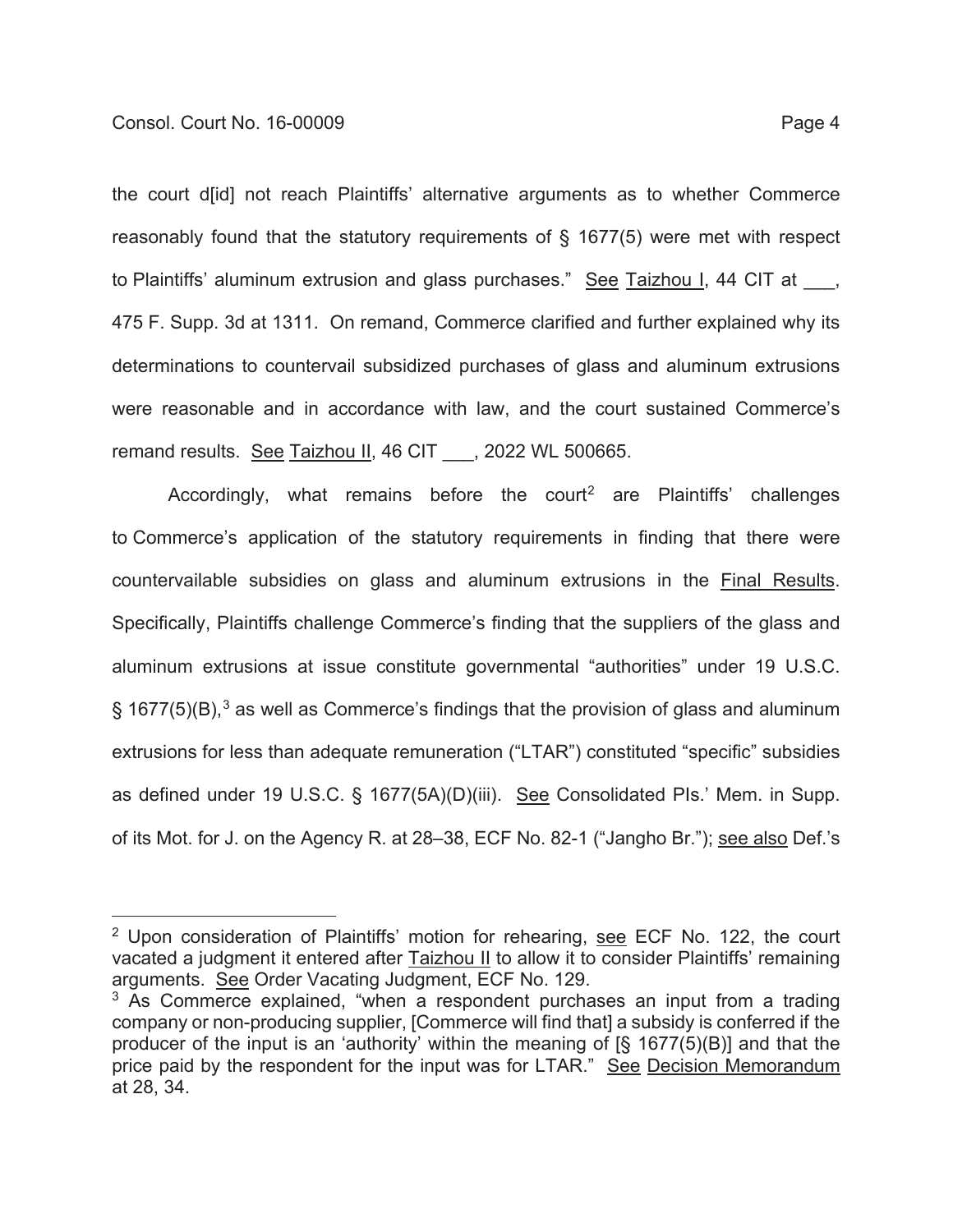the court d[id] not reach Plaintiffs' alternative arguments as to whether Commerce reasonably found that the statutory requirements of § 1677(5) were met with respect to Plaintiffs' aluminum extrusion and glass purchases." See Taizhou I, 44 CIT at ___, 475 F. Supp. 3d at 1311. On remand, Commerce clarified and further explained why its determinations to countervail subsidized purchases of glass and aluminum extrusions were reasonable and in accordance with law, and the court sustained Commerce's remand results. See Taizhou II, 46 CIT ___, 2022 WL 500665.

Accordingly, what remains before the court[2] are Plaintiffs' challenges to Commerce's application of the statutory requirements in finding that there were countervailable subsidies on glass and aluminum extrusions in the Final Results. Specifically, Plaintiffs challenge Commerce's finding that the suppliers of the glass and aluminum extrusions at issue constitute governmental "authorities" under 19 U.S.C. § 1677(5)(B),[3] as well as Commerce's findings that the provision of glass and aluminum extrusions for less than adequate remuneration ("LTAR") constituted "specific" subsidies as defined under 19 U.S.C. § 1677(5A)(D)(iii). See Consolidated Pls.' Mem. in Supp. of its Mot. for J. on the Agency R. at 28–38, ECF No. 82-1 ("Jangho Br."); see also Def.'s

---

[2] Upon consideration of Plaintiffs' motion for rehearing, see ECF No. 122, the court vacated a judgment it entered after Taizhou II to allow it to consider Plaintiffs' remaining arguments. See Order Vacating Judgment, ECF No. 129.

[3] As Commerce explained, "when a respondent purchases an input from a trading company or non-producing supplier, [Commerce will find that] a subsidy is conferred if the producer of the input is an 'authority' within the meaning of [§ 1677(5)(B)] and that the price paid by the respondent for the input was for LTAR." See Decision Memorandum at 28, 34.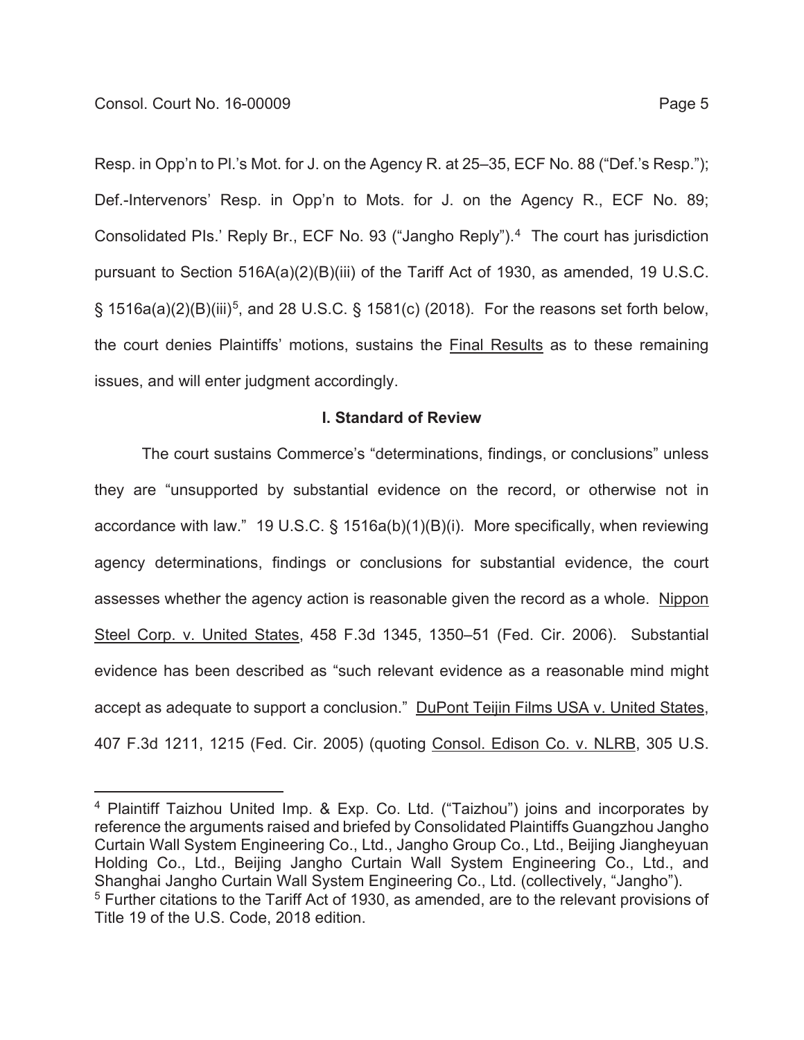Resp. in Opp'n to Pl.'s Mot. for J. on the Agency R. at 25–35, ECF No. 88 ("Def.'s Resp."); Def.-Intervenors' Resp. in Opp'n to Mots. for J. on the Agency R., ECF No. 89; Consolidated Pls.' Reply Br., ECF No. 93 ("Jangho Reply").[4] The court has jurisdiction pursuant to Section 516A(a)(2)(B)(iii) of the Tariff Act of 1930, as amended, 19 U.S.C. § 1516a(a)(2)(B)(iii)[5], and 28 U.S.C. § 1581(c) (2018). For the reasons set forth below, the court denies Plaintiffs' motions, sustains the Final Results as to these remaining issues, and will enter judgment accordingly.

## I. Standard of Review

The court sustains Commerce's "determinations, findings, or conclusions" unless they are "unsupported by substantial evidence on the record, or otherwise not in accordance with law." 19 U.S.C. § 1516a(b)(1)(B)(i). More specifically, when reviewing agency determinations, findings or conclusions for substantial evidence, the court assesses whether the agency action is reasonable given the record as a whole. Nippon Steel Corp. v. United States, 458 F.3d 1345, 1350–51 (Fed. Cir. 2006). Substantial evidence has been described as "such relevant evidence as a reasonable mind might accept as adequate to support a conclusion." DuPont Teijin Films USA v. United States, 407 F.3d 1211, 1215 (Fed. Cir. 2005) (quoting Consol. Edison Co. v. NLRB, 305 U.S.

[4] Plaintiff Taizhou United Imp. & Exp. Co. Ltd. ("Taizhou") joins and incorporates by reference the arguments raised and briefed by Consolidated Plaintiffs Guangzhou Jangho Curtain Wall System Engineering Co., Ltd., Jangho Group Co., Ltd., Beijing Jiangheyuan Holding Co., Ltd., Beijing Jangho Curtain Wall System Engineering Co., Ltd., and Shanghai Jangho Curtain Wall System Engineering Co., Ltd. (collectively, "Jangho").

[5] Further citations to the Tariff Act of 1930, as amended, are to the relevant provisions of Title 19 of the U.S. Code, 2018 edition.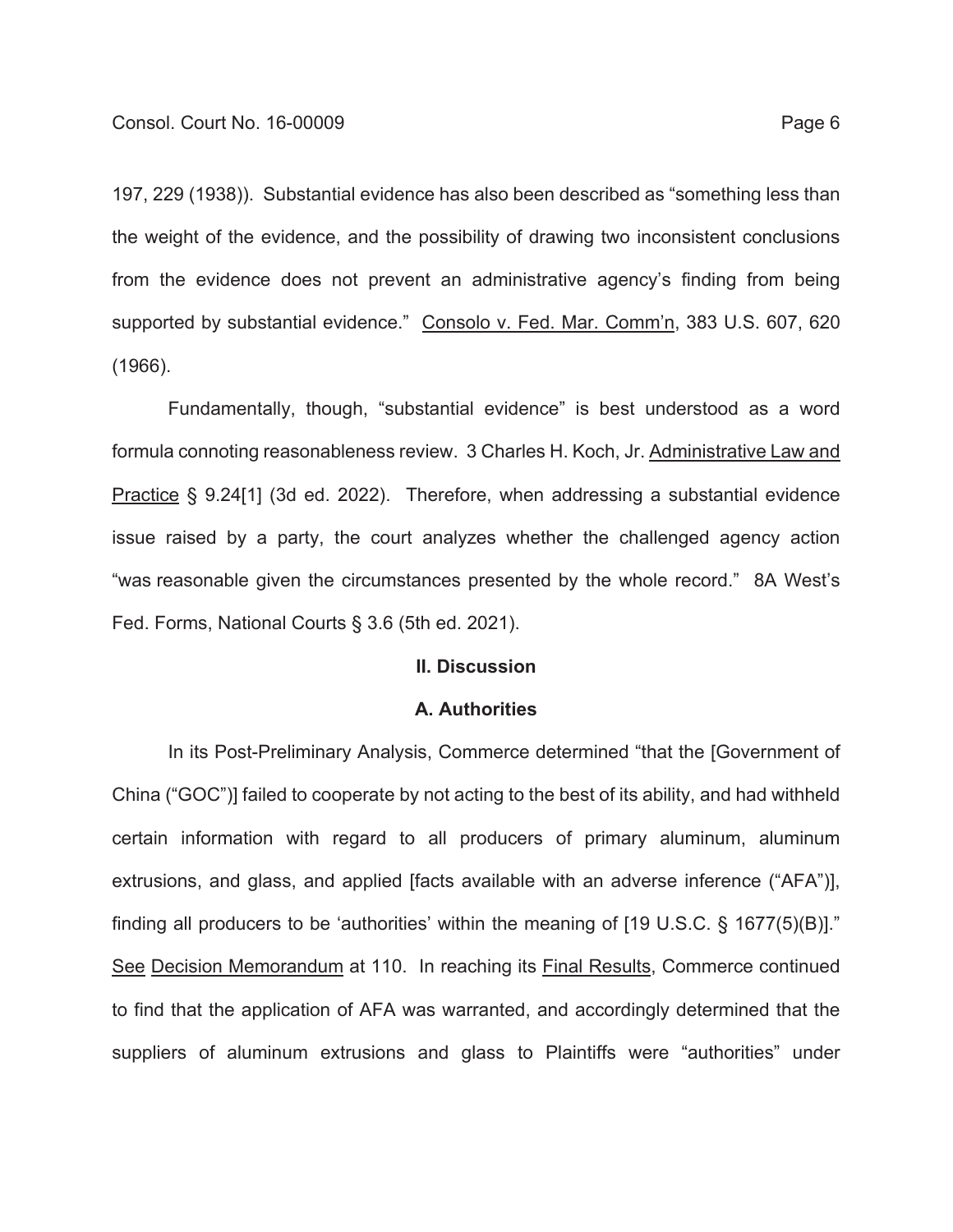197, 229 (1938)). Substantial evidence has also been described as "something less than the weight of the evidence, and the possibility of drawing two inconsistent conclusions from the evidence does not prevent an administrative agency's finding from being supported by substantial evidence." Consolo v. Fed. Mar. Comm'n, 383 U.S. 607, 620 (1966).

Fundamentally, though, "substantial evidence" is best understood as a word formula connoting reasonableness review. 3 Charles H. Koch, Jr. Administrative Law and Practice § 9.24[1] (3d ed. 2022). Therefore, when addressing a substantial evidence issue raised by a party, the court analyzes whether the challenged agency action "was reasonable given the circumstances presented by the whole record." 8A West's Fed. Forms, National Courts § 3.6 (5th ed. 2021).

## II. Discussion

### A. Authorities

In its Post-Preliminary Analysis, Commerce determined "that the [Government of China ("GOC")] failed to cooperate by not acting to the best of its ability, and had withheld certain information with regard to all producers of primary aluminum, aluminum extrusions, and glass, and applied [facts available with an adverse inference ("AFA")], finding all producers to be 'authorities' within the meaning of [19 U.S.C. § 1677(5)(B)]." See Decision Memorandum at 110. In reaching its Final Results, Commerce continued to find that the application of AFA was warranted, and accordingly determined that the suppliers of aluminum extrusions and glass to Plaintiffs were "authorities" under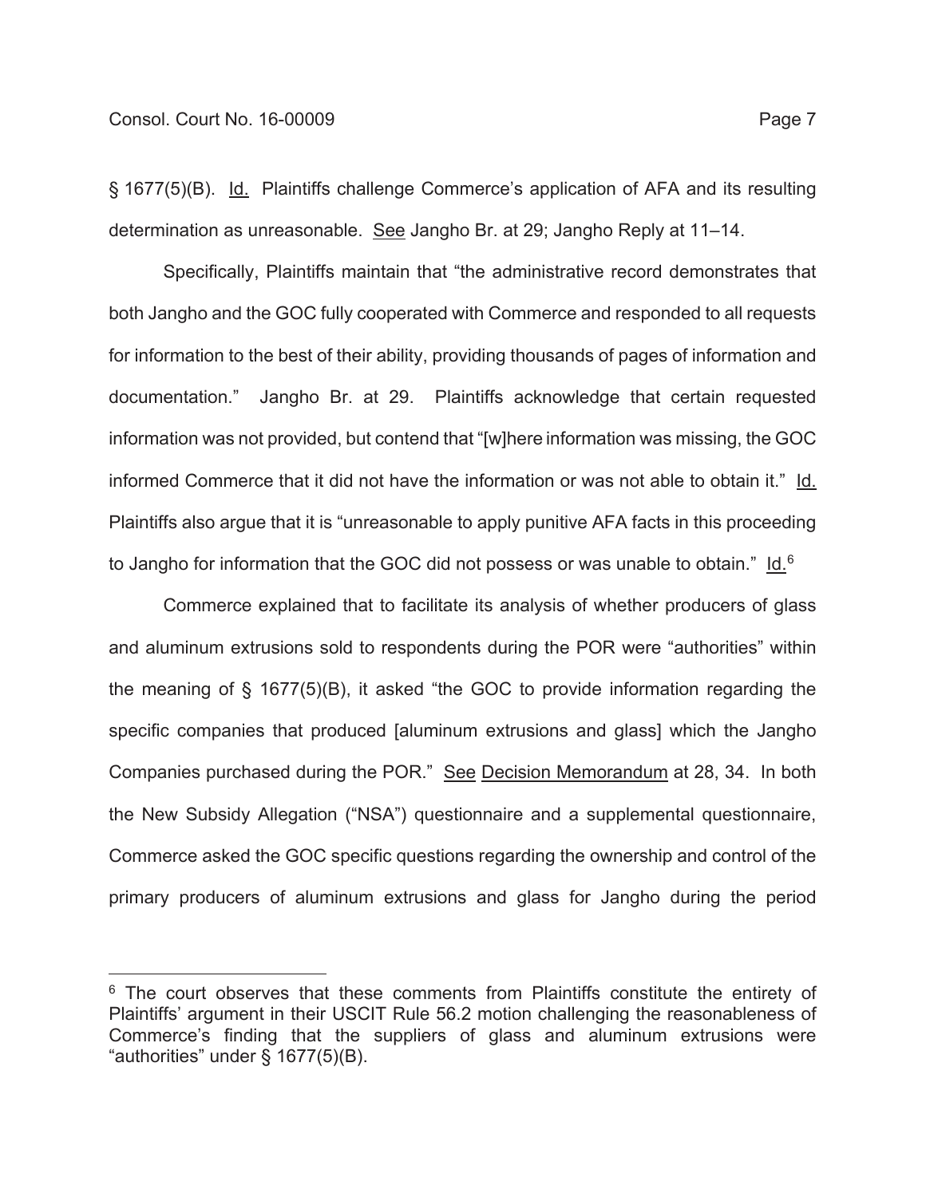§ 1677(5)(B). Id. Plaintiffs challenge Commerce's application of AFA and its resulting determination as unreasonable. See Jangho Br. at 29; Jangho Reply at 11–14.

Specifically, Plaintiffs maintain that "the administrative record demonstrates that both Jangho and the GOC fully cooperated with Commerce and responded to all requests for information to the best of their ability, providing thousands of pages of information and documentation." Jangho Br. at 29. Plaintiffs acknowledge that certain requested information was not provided, but contend that "[w]here information was missing, the GOC informed Commerce that it did not have the information or was not able to obtain it." Id. Plaintiffs also argue that it is "unreasonable to apply punitive AFA facts in this proceeding to Jangho for information that the GOC did not possess or was unable to obtain." Id.[6]

Commerce explained that to facilitate its analysis of whether producers of glass and aluminum extrusions sold to respondents during the POR were "authorities" within the meaning of § 1677(5)(B), it asked "the GOC to provide information regarding the specific companies that produced [aluminum extrusions and glass] which the Jangho Companies purchased during the POR." See Decision Memorandum at 28, 34. In both the New Subsidy Allegation ("NSA") questionnaire and a supplemental questionnaire, Commerce asked the GOC specific questions regarding the ownership and control of the primary producers of aluminum extrusions and glass for Jangho during the period

[6] The court observes that these comments from Plaintiffs constitute the entirety of Plaintiffs' argument in their USCIT Rule 56.2 motion challenging the reasonableness of Commerce's finding that the suppliers of glass and aluminum extrusions were "authorities" under § 1677(5)(B).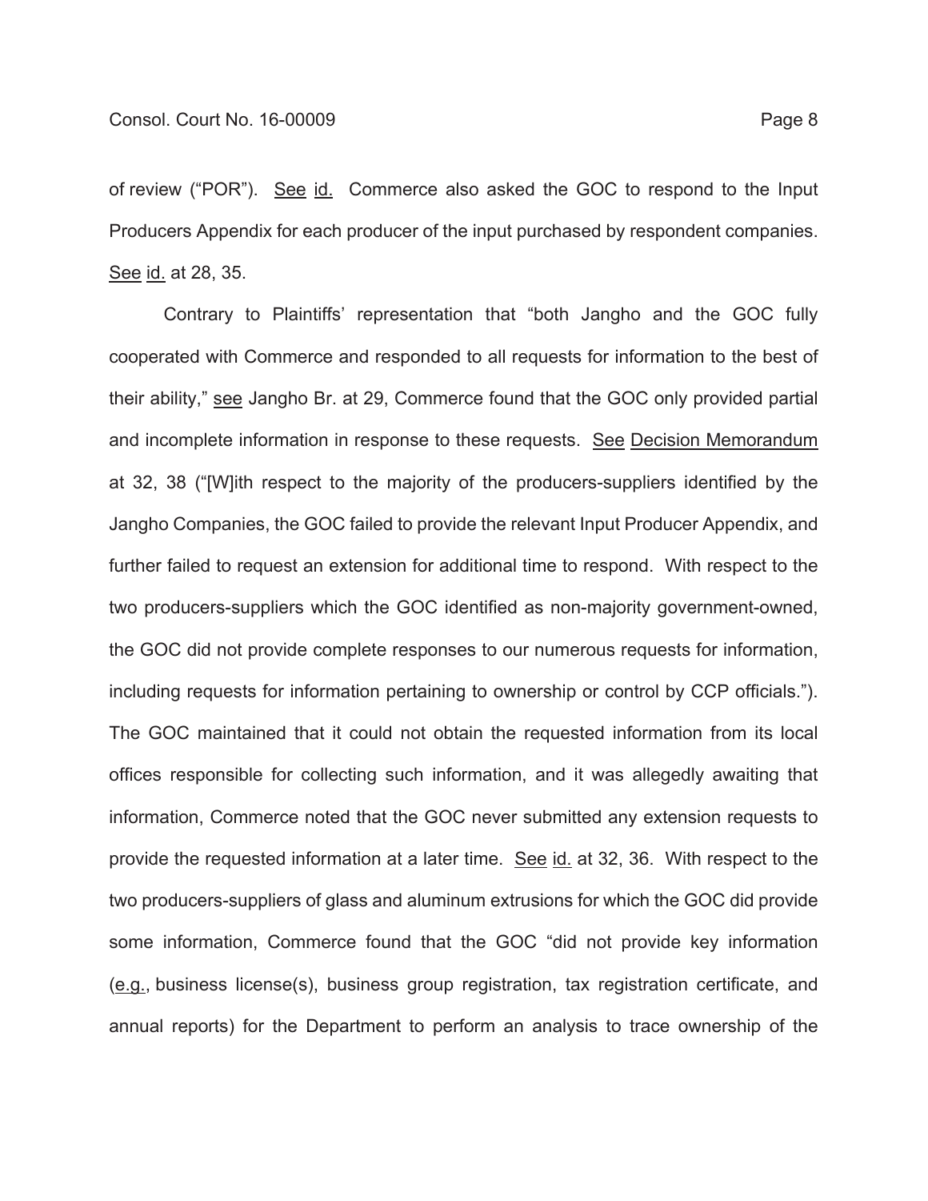of review ("POR"). See id. Commerce also asked the GOC to respond to the Input Producers Appendix for each producer of the input purchased by respondent companies. See id. at 28, 35.

Contrary to Plaintiffs' representation that "both Jangho and the GOC fully cooperated with Commerce and responded to all requests for information to the best of their ability," see Jangho Br. at 29, Commerce found that the GOC only provided partial and incomplete information in response to these requests. See Decision Memorandum at 32, 38 ("[W]ith respect to the majority of the producers-suppliers identified by the Jangho Companies, the GOC failed to provide the relevant Input Producer Appendix, and further failed to request an extension for additional time to respond. With respect to the two producers-suppliers which the GOC identified as non-majority government-owned, the GOC did not provide complete responses to our numerous requests for information, including requests for information pertaining to ownership or control by CCP officials."). The GOC maintained that it could not obtain the requested information from its local offices responsible for collecting such information, and it was allegedly awaiting that information, Commerce noted that the GOC never submitted any extension requests to provide the requested information at a later time. See id. at 32, 36. With respect to the two producers-suppliers of glass and aluminum extrusions for which the GOC did provide some information, Commerce found that the GOC "did not provide key information (e.g., business license(s), business group registration, tax registration certificate, and annual reports) for the Department to perform an analysis to trace ownership of the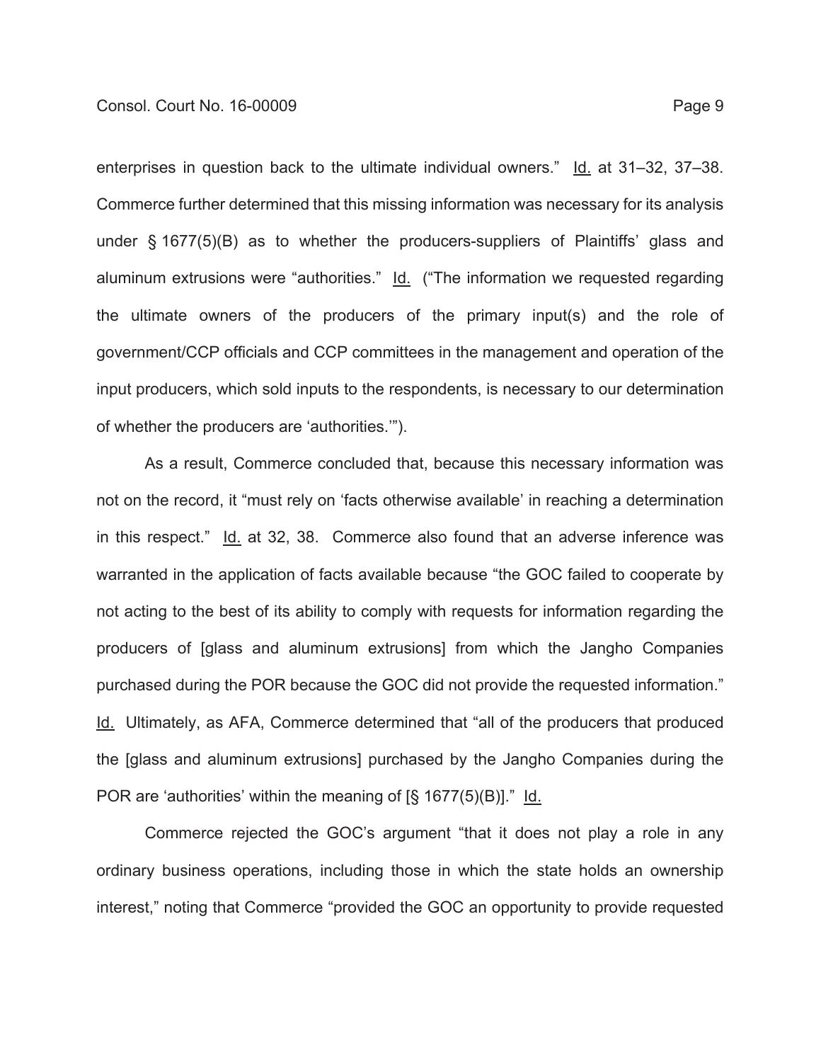enterprises in question back to the ultimate individual owners." Id. at 31–32, 37–38. Commerce further determined that this missing information was necessary for its analysis under § 1677(5)(B) as to whether the producers-suppliers of Plaintiffs' glass and aluminum extrusions were "authorities." Id. ("The information we requested regarding the ultimate owners of the producers of the primary input(s) and the role of government/CCP officials and CCP committees in the management and operation of the input producers, which sold inputs to the respondents, is necessary to our determination of whether the producers are 'authorities.'").

As a result, Commerce concluded that, because this necessary information was not on the record, it "must rely on 'facts otherwise available' in reaching a determination in this respect." Id. at 32, 38. Commerce also found that an adverse inference was warranted in the application of facts available because "the GOC failed to cooperate by not acting to the best of its ability to comply with requests for information regarding the producers of [glass and aluminum extrusions] from which the Jangho Companies purchased during the POR because the GOC did not provide the requested information." Id. Ultimately, as AFA, Commerce determined that "all of the producers that produced the [glass and aluminum extrusions] purchased by the Jangho Companies during the POR are 'authorities' within the meaning of [§ 1677(5)(B)]." Id.

Commerce rejected the GOC's argument "that it does not play a role in any ordinary business operations, including those in which the state holds an ownership interest," noting that Commerce "provided the GOC an opportunity to provide requested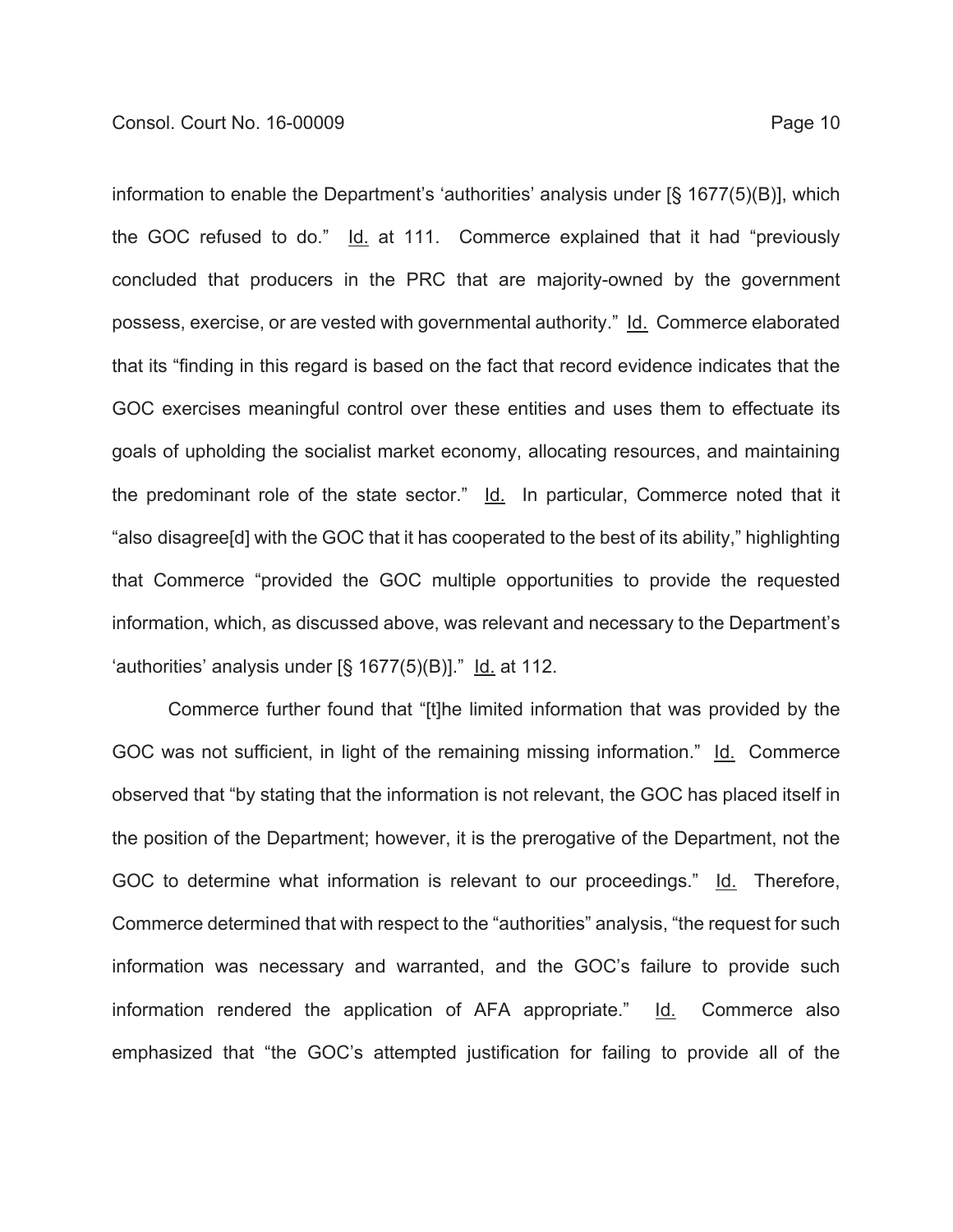information to enable the Department's 'authorities' analysis under [§ 1677(5)(B)], which the GOC refused to do." Id. at 111. Commerce explained that it had "previously concluded that producers in the PRC that are majority-owned by the government possess, exercise, or are vested with governmental authority." Id. Commerce elaborated that its "finding in this regard is based on the fact that record evidence indicates that the GOC exercises meaningful control over these entities and uses them to effectuate its goals of upholding the socialist market economy, allocating resources, and maintaining the predominant role of the state sector." Id. In particular, Commerce noted that it "also disagree[d] with the GOC that it has cooperated to the best of its ability," highlighting that Commerce "provided the GOC multiple opportunities to provide the requested information, which, as discussed above, was relevant and necessary to the Department's 'authorities' analysis under [§ 1677(5)(B)]." Id. at 112.

Commerce further found that "[t]he limited information that was provided by the GOC was not sufficient, in light of the remaining missing information." Id. Commerce observed that "by stating that the information is not relevant, the GOC has placed itself in the position of the Department; however, it is the prerogative of the Department, not the GOC to determine what information is relevant to our proceedings." Id. Therefore, Commerce determined that with respect to the "authorities" analysis, "the request for such information was necessary and warranted, and the GOC's failure to provide such information rendered the application of AFA appropriate." Id. Commerce also emphasized that "the GOC's attempted justification for failing to provide all of the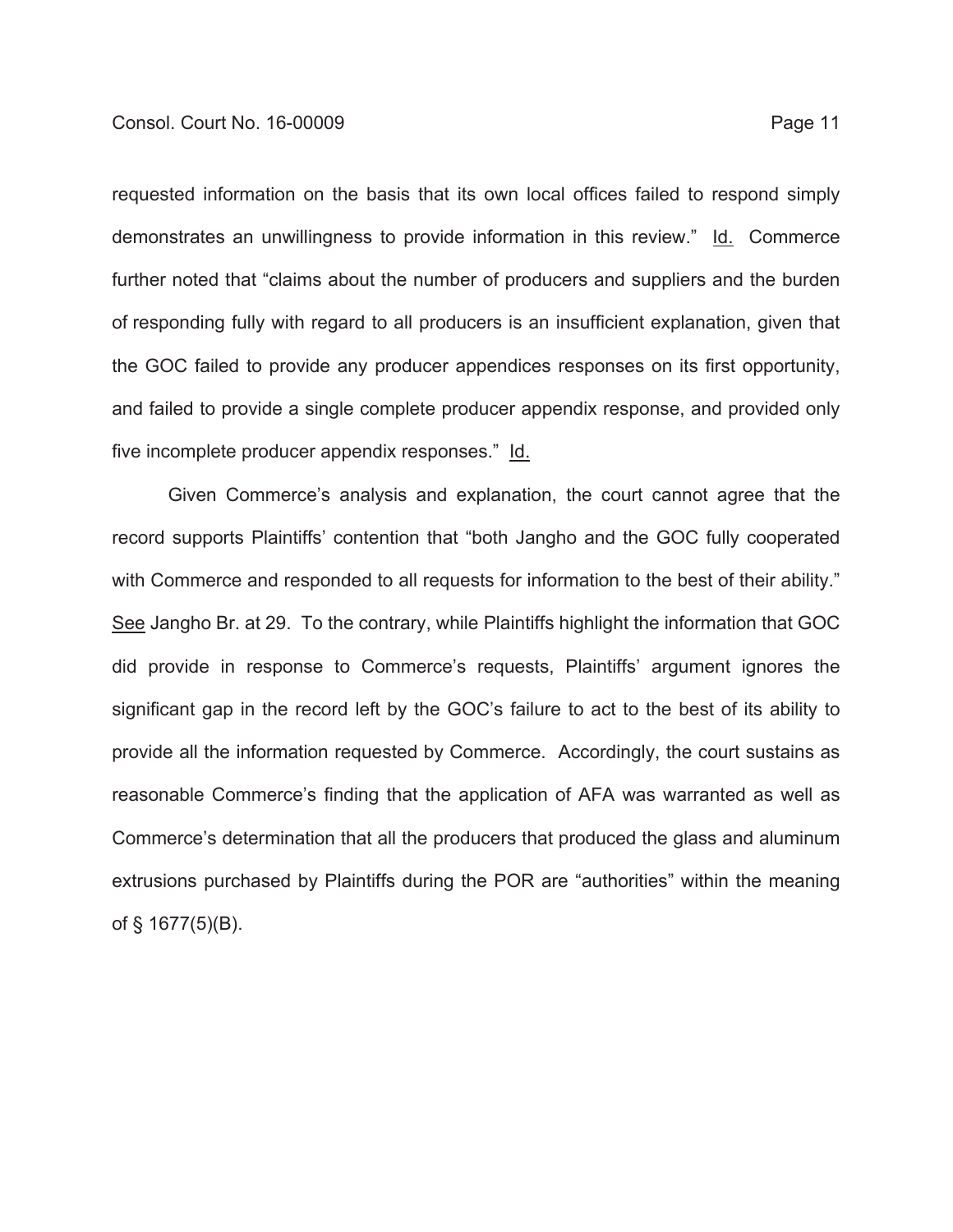requested information on the basis that its own local offices failed to respond simply demonstrates an unwillingness to provide information in this review." Id. Commerce further noted that "claims about the number of producers and suppliers and the burden of responding fully with regard to all producers is an insufficient explanation, given that the GOC failed to provide any producer appendices responses on its first opportunity, and failed to provide a single complete producer appendix response, and provided only five incomplete producer appendix responses." Id.

Given Commerce's analysis and explanation, the court cannot agree that the record supports Plaintiffs' contention that "both Jangho and the GOC fully cooperated with Commerce and responded to all requests for information to the best of their ability." See Jangho Br. at 29. To the contrary, while Plaintiffs highlight the information that GOC did provide in response to Commerce's requests, Plaintiffs' argument ignores the significant gap in the record left by the GOC's failure to act to the best of its ability to provide all the information requested by Commerce. Accordingly, the court sustains as reasonable Commerce's finding that the application of AFA was warranted as well as Commerce's determination that all the producers that produced the glass and aluminum extrusions purchased by Plaintiffs during the POR are "authorities" within the meaning of § 1677(5)(B).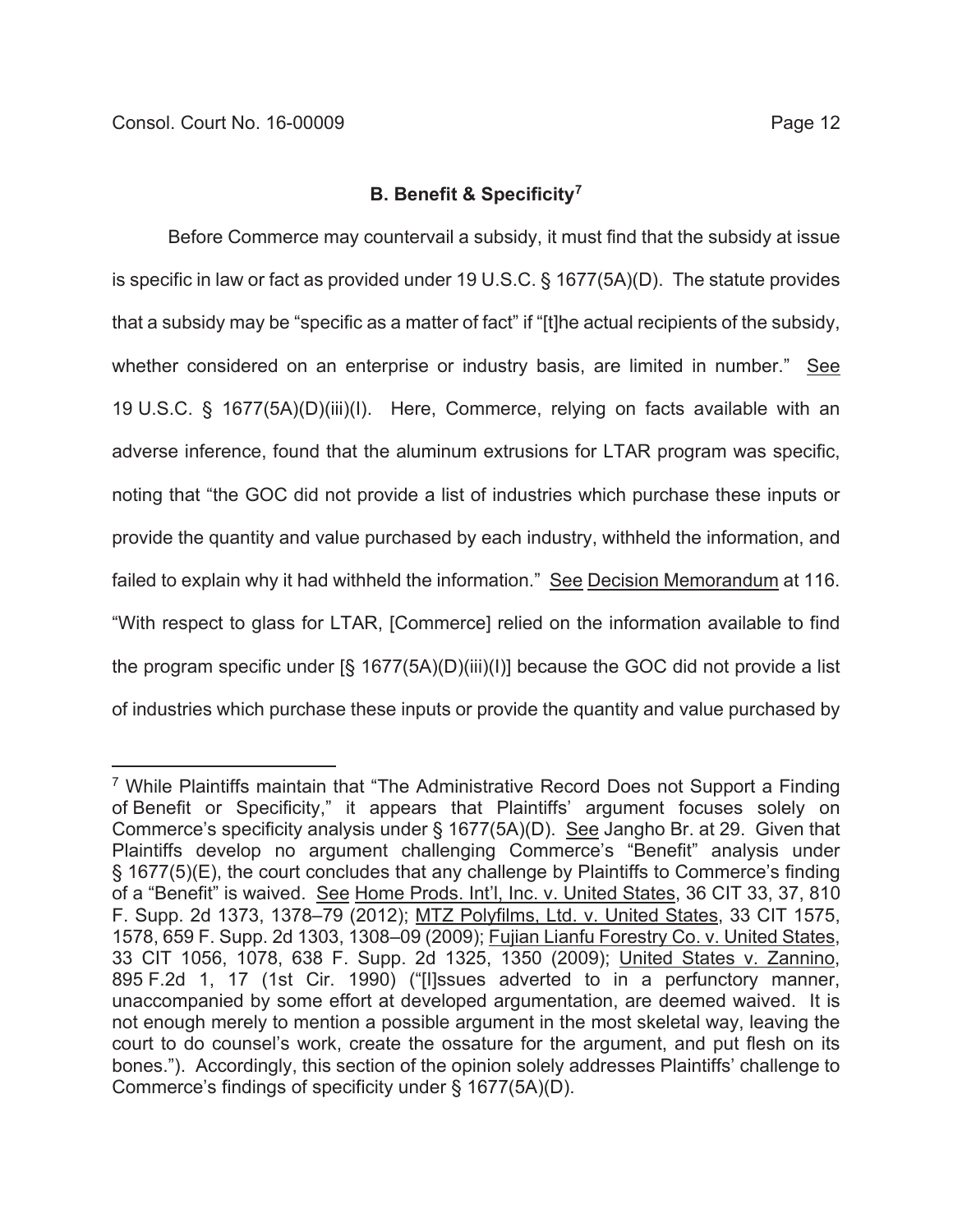### B. Benefit & Specificity[7]

Before Commerce may countervail a subsidy, it must find that the subsidy at issue is specific in law or fact as provided under 19 U.S.C. § 1677(5A)(D). The statute provides that a subsidy may be "specific as a matter of fact" if "[t]he actual recipients of the subsidy, whether considered on an enterprise or industry basis, are limited in number." See 19 U.S.C. § 1677(5A)(D)(iii)(I). Here, Commerce, relying on facts available with an adverse inference, found that the aluminum extrusions for LTAR program was specific, noting that "the GOC did not provide a list of industries which purchase these inputs or provide the quantity and value purchased by each industry, withheld the information, and failed to explain why it had withheld the information." See Decision Memorandum at 116. "With respect to glass for LTAR, [Commerce] relied on the information available to find the program specific under [§ 1677(5A)(D)(iii)(I)] because the GOC did not provide a list of industries which purchase these inputs or provide the quantity and value purchased by

[7] While Plaintiffs maintain that "The Administrative Record Does not Support a Finding of Benefit or Specificity," it appears that Plaintiffs' argument focuses solely on Commerce's specificity analysis under § 1677(5A)(D). See Jangho Br. at 29. Given that Plaintiffs develop no argument challenging Commerce's "Benefit" analysis under § 1677(5)(E), the court concludes that any challenge by Plaintiffs to Commerce's finding of a "Benefit" is waived. See Home Prods. Int'l, Inc. v. United States, 36 CIT 33, 37, 810 F. Supp. 2d 1373, 1378–79 (2012); MTZ Polyfilms, Ltd. v. United States, 33 CIT 1575, 1578, 659 F. Supp. 2d 1303, 1308–09 (2009); Fujian Lianfu Forestry Co. v. United States, 33 CIT 1056, 1078, 638 F. Supp. 2d 1325, 1350 (2009); United States v. Zannino, 895 F.2d 1, 17 (1st Cir. 1990) ("[I]ssues adverted to in a perfunctory manner, unaccompanied by some effort at developed argumentation, are deemed waived. It is not enough merely to mention a possible argument in the most skeletal way, leaving the court to do counsel's work, create the ossature for the argument, and put flesh on its bones."). Accordingly, this section of the opinion solely addresses Plaintiffs' challenge to Commerce's findings of specificity under § 1677(5A)(D).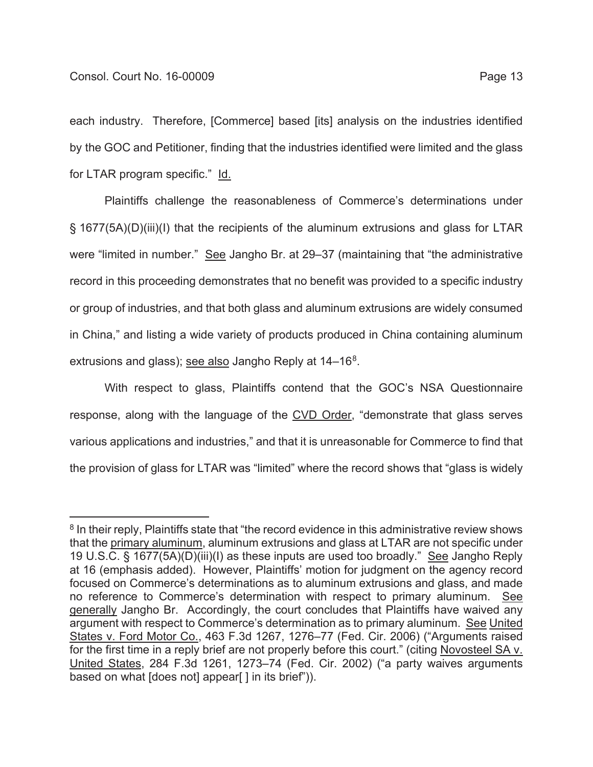each industry. Therefore, [Commerce] based [its] analysis on the industries identified by the GOC and Petitioner, finding that the industries identified were limited and the glass for LTAR program specific." Id.

Plaintiffs challenge the reasonableness of Commerce's determinations under § 1677(5A)(D)(iii)(I) that the recipients of the aluminum extrusions and glass for LTAR were "limited in number." See Jangho Br. at 29–37 (maintaining that "the administrative record in this proceeding demonstrates that no benefit was provided to a specific industry or group of industries, and that both glass and aluminum extrusions are widely consumed in China," and listing a wide variety of products produced in China containing aluminum extrusions and glass); see also Jangho Reply at 14–16[8].

With respect to glass, Plaintiffs contend that the GOC's NSA Questionnaire response, along with the language of the CVD Order, "demonstrate that glass serves various applications and industries," and that it is unreasonable for Commerce to find that the provision of glass for LTAR was "limited" where the record shows that "glass is widely

---

[8] In their reply, Plaintiffs state that "the record evidence in this administrative review shows that the primary aluminum, aluminum extrusions and glass at LTAR are not specific under 19 U.S.C. § 1677(5A)(D)(iii)(I) as these inputs are used too broadly." See Jangho Reply at 16 (emphasis added). However, Plaintiffs' motion for judgment on the agency record focused on Commerce's determinations as to aluminum extrusions and glass, and made no reference to Commerce's determination with respect to primary aluminum. See generally Jangho Br. Accordingly, the court concludes that Plaintiffs have waived any argument with respect to Commerce's determination as to primary aluminum. See United States v. Ford Motor Co., 463 F.3d 1267, 1276–77 (Fed. Cir. 2006) ("Arguments raised for the first time in a reply brief are not properly before this court." (citing Novosteel SA v. United States, 284 F.3d 1261, 1273–74 (Fed. Cir. 2002) ("a party waives arguments based on what [does not] appear[ ] in its brief")).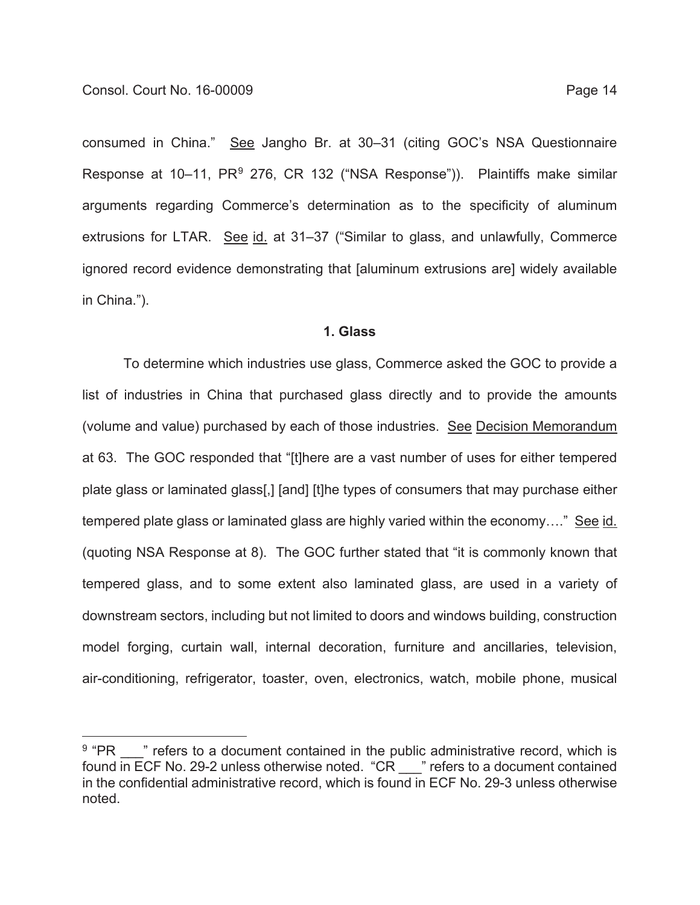consumed in China." See Jangho Br. at 30–31 (citing GOC's NSA Questionnaire Response at 10–11, PR[9] 276, CR 132 ("NSA Response")). Plaintiffs make similar arguments regarding Commerce's determination as to the specificity of aluminum extrusions for LTAR. See id. at 31–37 ("Similar to glass, and unlawfully, Commerce ignored record evidence demonstrating that [aluminum extrusions are] widely available in China.").

**1. Glass**

To determine which industries use glass, Commerce asked the GOC to provide a list of industries in China that purchased glass directly and to provide the amounts (volume and value) purchased by each of those industries. See Decision Memorandum at 63. The GOC responded that "[t]here are a vast number of uses for either tempered plate glass or laminated glass[,] [and] [t]he types of consumers that may purchase either tempered plate glass or laminated glass are highly varied within the economy…." See id. (quoting NSA Response at 8). The GOC further stated that "it is commonly known that tempered glass, and to some extent also laminated glass, are used in a variety of downstream sectors, including but not limited to doors and windows building, construction model forging, curtain wall, internal decoration, furniture and ancillaries, television, air-conditioning, refrigerator, toaster, oven, electronics, watch, mobile phone, musical

[9] "PR ___" refers to a document contained in the public administrative record, which is found in ECF No. 29-2 unless otherwise noted. "CR ___" refers to a document contained in the confidential administrative record, which is found in ECF No. 29-3 unless otherwise noted.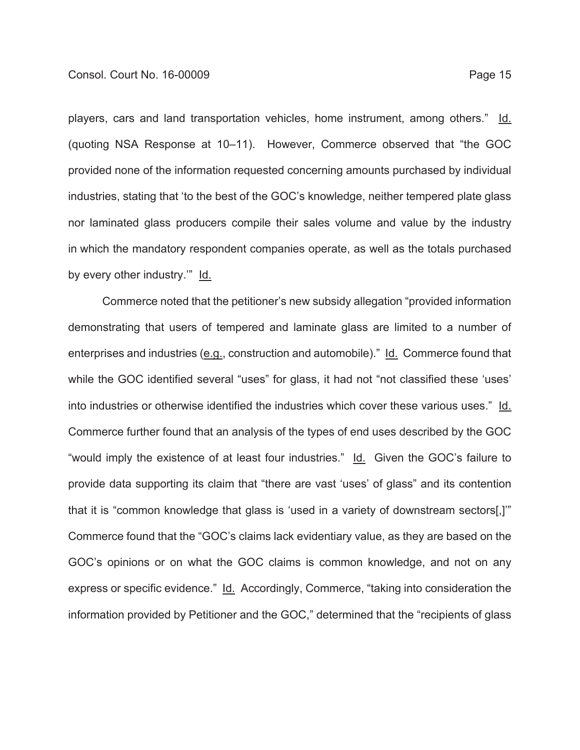players, cars and land transportation vehicles, home instrument, among others." Id. (quoting NSA Response at 10–11). However, Commerce observed that "the GOC provided none of the information requested concerning amounts purchased by individual industries, stating that 'to the best of the GOC's knowledge, neither tempered plate glass nor laminated glass producers compile their sales volume and value by the industry in which the mandatory respondent companies operate, as well as the totals purchased by every other industry.'" Id.

Commerce noted that the petitioner's new subsidy allegation "provided information demonstrating that users of tempered and laminate glass are limited to a number of enterprises and industries (e.g., construction and automobile)." Id. Commerce found that while the GOC identified several "uses" for glass, it had not "not classified these 'uses' into industries or otherwise identified the industries which cover these various uses." Id. Commerce further found that an analysis of the types of end uses described by the GOC "would imply the existence of at least four industries." Id. Given the GOC's failure to provide data supporting its claim that "there are vast 'uses' of glass" and its contention that it is "common knowledge that glass is 'used in a variety of downstream sectors[,]'" Commerce found that the "GOC's claims lack evidentiary value, as they are based on the GOC's opinions or on what the GOC claims is common knowledge, and not on any express or specific evidence." Id. Accordingly, Commerce, "taking into consideration the information provided by Petitioner and the GOC," determined that the "recipients of glass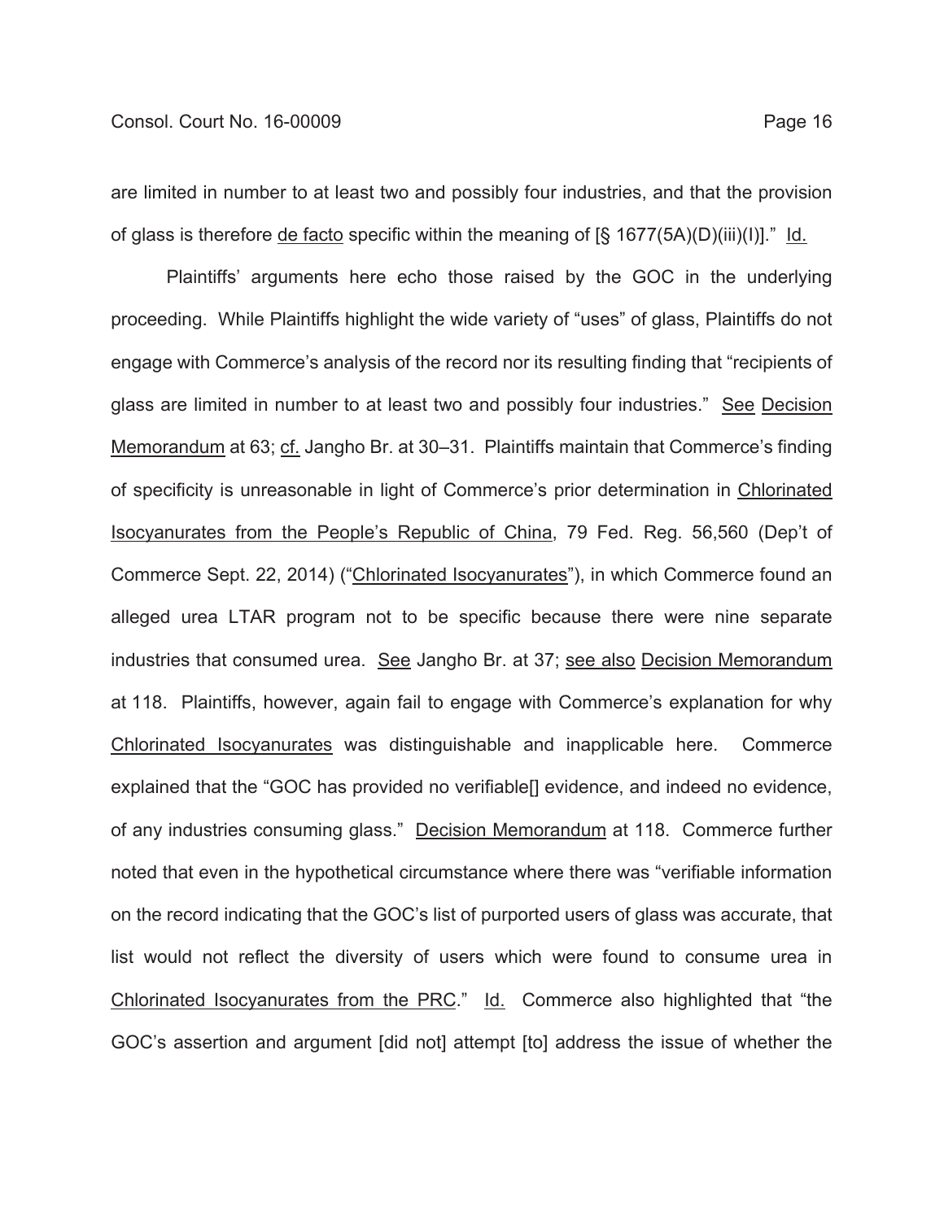are limited in number to at least two and possibly four industries, and that the provision of glass is therefore de facto specific within the meaning of [§ 1677(5A)(D)(iii)(I)]." Id.

Plaintiffs' arguments here echo those raised by the GOC in the underlying proceeding. While Plaintiffs highlight the wide variety of "uses" of glass, Plaintiffs do not engage with Commerce's analysis of the record nor its resulting finding that "recipients of glass are limited in number to at least two and possibly four industries." See Decision Memorandum at 63; cf. Jangho Br. at 30–31. Plaintiffs maintain that Commerce's finding of specificity is unreasonable in light of Commerce's prior determination in Chlorinated Isocyanurates from the People's Republic of China, 79 Fed. Reg. 56,560 (Dep't of Commerce Sept. 22, 2014) ("Chlorinated Isocyanurates"), in which Commerce found an alleged urea LTAR program not to be specific because there were nine separate industries that consumed urea. See Jangho Br. at 37; see also Decision Memorandum at 118. Plaintiffs, however, again fail to engage with Commerce's explanation for why Chlorinated Isocyanurates was distinguishable and inapplicable here. Commerce explained that the "GOC has provided no verifiable[] evidence, and indeed no evidence, of any industries consuming glass." Decision Memorandum at 118. Commerce further noted that even in the hypothetical circumstance where there was "verifiable information on the record indicating that the GOC's list of purported users of glass was accurate, that list would not reflect the diversity of users which were found to consume urea in Chlorinated Isocyanurates from the PRC." Id. Commerce also highlighted that "the GOC's assertion and argument [did not] attempt [to] address the issue of whether the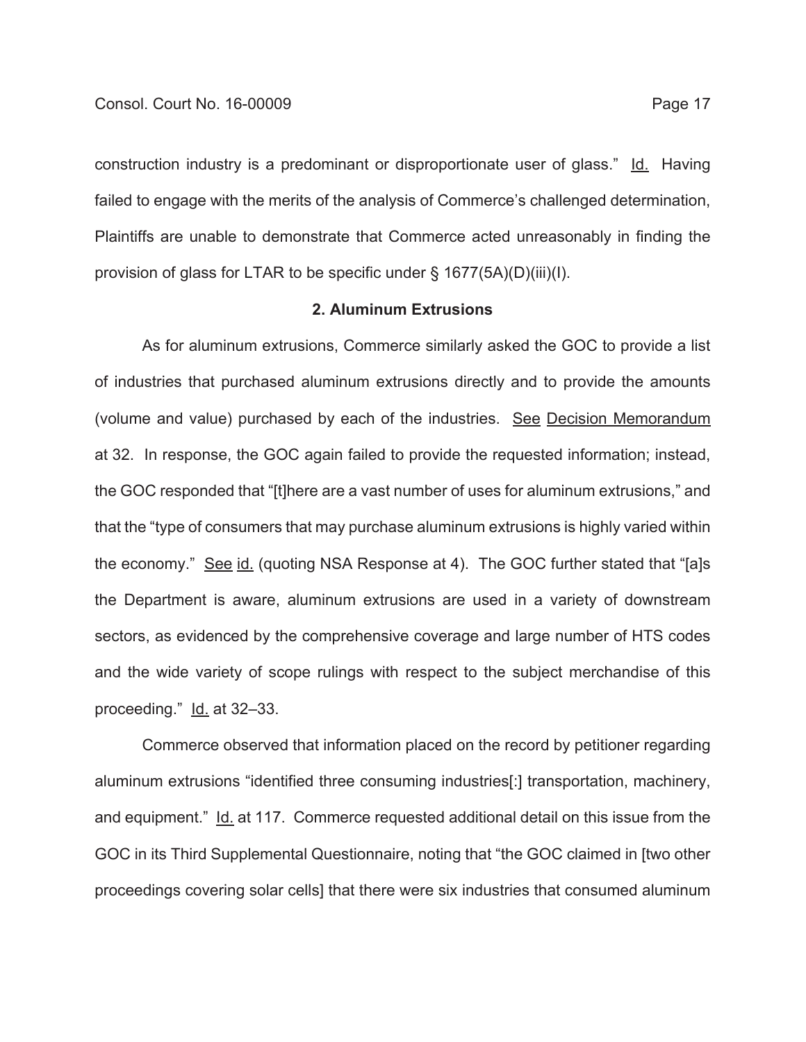construction industry is a predominant or disproportionate user of glass." Id. Having failed to engage with the merits of the analysis of Commerce's challenged determination, Plaintiffs are unable to demonstrate that Commerce acted unreasonably in finding the provision of glass for LTAR to be specific under § 1677(5A)(D)(iii)(I).

### 2. Aluminum Extrusions

As for aluminum extrusions, Commerce similarly asked the GOC to provide a list of industries that purchased aluminum extrusions directly and to provide the amounts (volume and value) purchased by each of the industries. See Decision Memorandum at 32. In response, the GOC again failed to provide the requested information; instead, the GOC responded that "[t]here are a vast number of uses for aluminum extrusions," and that the "type of consumers that may purchase aluminum extrusions is highly varied within the economy." See id. (quoting NSA Response at 4). The GOC further stated that "[a]s the Department is aware, aluminum extrusions are used in a variety of downstream sectors, as evidenced by the comprehensive coverage and large number of HTS codes and the wide variety of scope rulings with respect to the subject merchandise of this proceeding." Id. at 32–33.

Commerce observed that information placed on the record by petitioner regarding aluminum extrusions "identified three consuming industries[:] transportation, machinery, and equipment." Id. at 117. Commerce requested additional detail on this issue from the GOC in its Third Supplemental Questionnaire, noting that "the GOC claimed in [two other proceedings covering solar cells] that there were six industries that consumed aluminum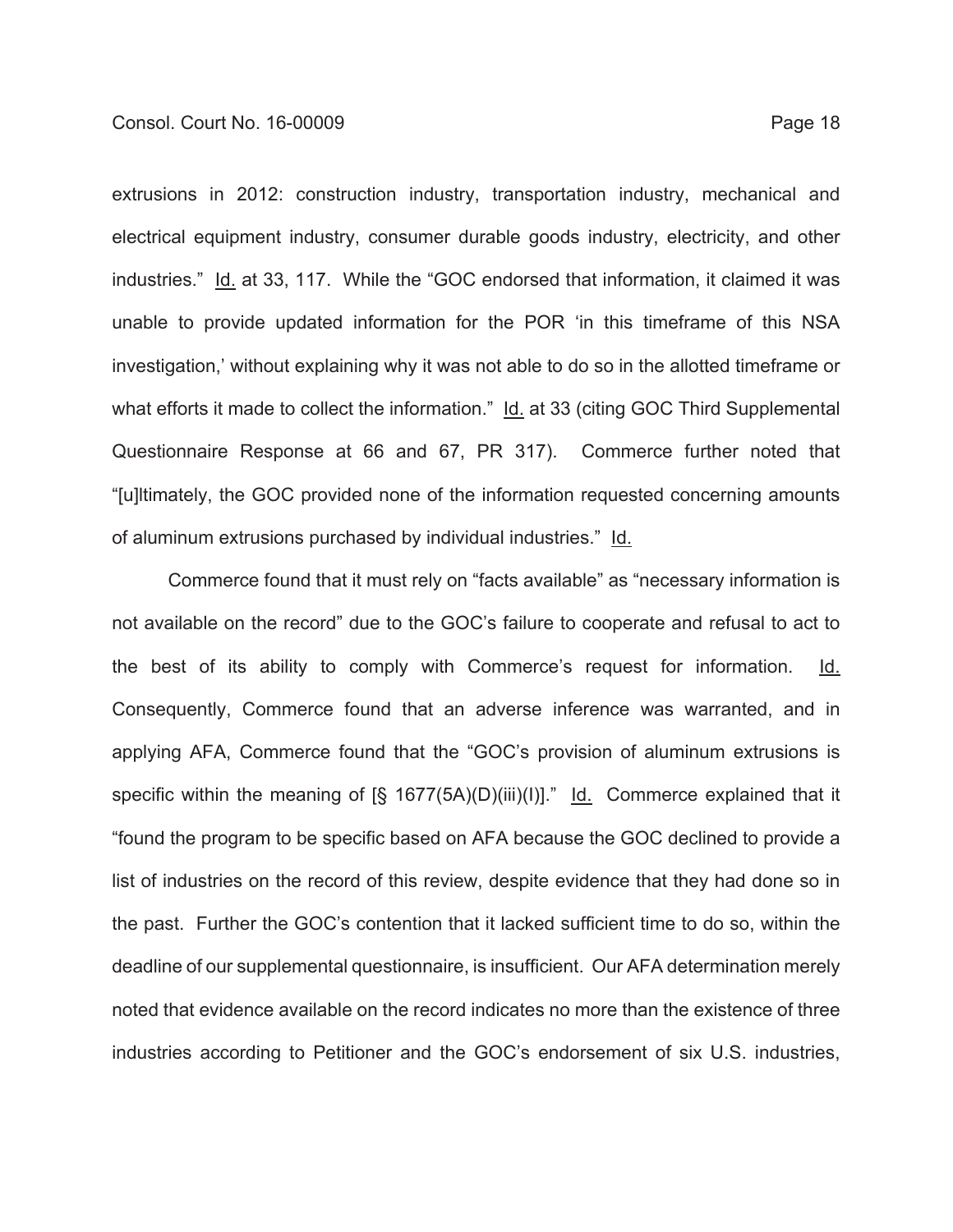extrusions in 2012: construction industry, transportation industry, mechanical and electrical equipment industry, consumer durable goods industry, electricity, and other industries." Id. at 33, 117. While the "GOC endorsed that information, it claimed it was unable to provide updated information for the POR 'in this timeframe of this NSA investigation,' without explaining why it was not able to do so in the allotted timeframe or what efforts it made to collect the information." Id. at 33 (citing GOC Third Supplemental Questionnaire Response at 66 and 67, PR 317). Commerce further noted that "[u]ltimately, the GOC provided none of the information requested concerning amounts of aluminum extrusions purchased by individual industries." Id.

Commerce found that it must rely on "facts available" as "necessary information is not available on the record" due to the GOC's failure to cooperate and refusal to act to the best of its ability to comply with Commerce's request for information. Id. Consequently, Commerce found that an adverse inference was warranted, and in applying AFA, Commerce found that the "GOC's provision of aluminum extrusions is specific within the meaning of [§ 1677(5A)(D)(iii)(I)]." Id. Commerce explained that it "found the program to be specific based on AFA because the GOC declined to provide a list of industries on the record of this review, despite evidence that they had done so in the past. Further the GOC's contention that it lacked sufficient time to do so, within the deadline of our supplemental questionnaire, is insufficient. Our AFA determination merely noted that evidence available on the record indicates no more than the existence of three industries according to Petitioner and the GOC's endorsement of six U.S. industries,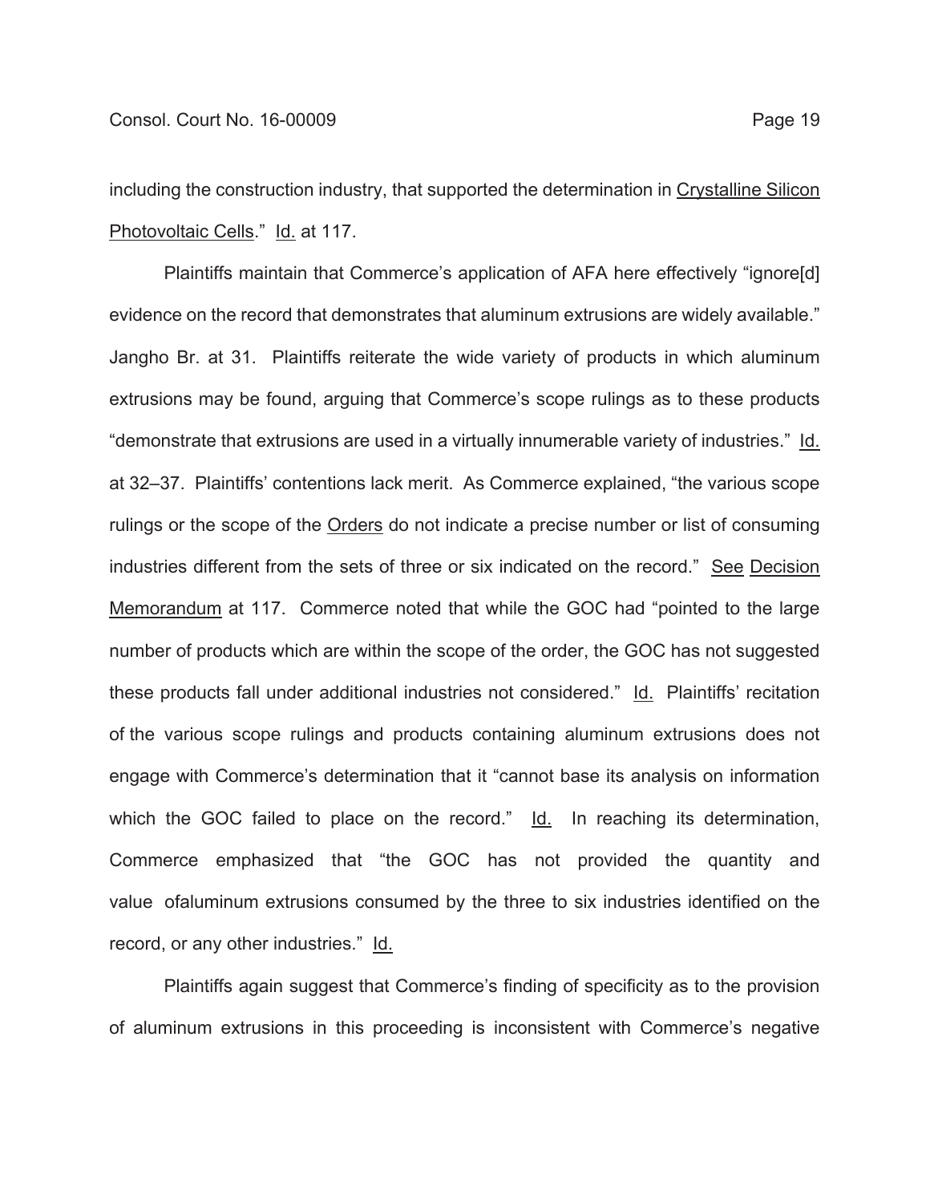including the construction industry, that supported the determination in Crystalline Silicon Photovoltaic Cells." Id. at 117.

Plaintiffs maintain that Commerce's application of AFA here effectively "ignore[d] evidence on the record that demonstrates that aluminum extrusions are widely available." Jangho Br. at 31. Plaintiffs reiterate the wide variety of products in which aluminum extrusions may be found, arguing that Commerce's scope rulings as to these products "demonstrate that extrusions are used in a virtually innumerable variety of industries." Id. at 32–37. Plaintiffs' contentions lack merit. As Commerce explained, "the various scope rulings or the scope of the Orders do not indicate a precise number or list of consuming industries different from the sets of three or six indicated on the record." See Decision Memorandum at 117. Commerce noted that while the GOC had "pointed to the large number of products which are within the scope of the order, the GOC has not suggested these products fall under additional industries not considered." Id. Plaintiffs' recitation of the various scope rulings and products containing aluminum extrusions does not engage with Commerce's determination that it "cannot base its analysis on information which the GOC failed to place on the record." Id. In reaching its determination, Commerce emphasized that "the GOC has not provided the quantity and value ofaluminum extrusions consumed by the three to six industries identified on the record, or any other industries." Id.

Plaintiffs again suggest that Commerce's finding of specificity as to the provision of aluminum extrusions in this proceeding is inconsistent with Commerce's negative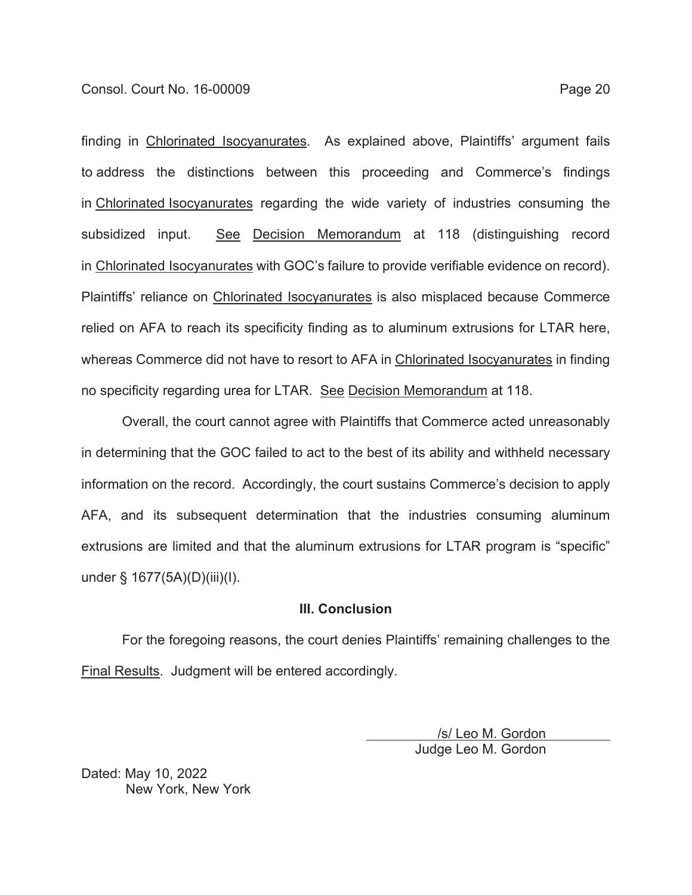finding in Chlorinated Isocyanurates. As explained above, Plaintiffs' argument fails to address the distinctions between this proceeding and Commerce's findings in Chlorinated Isocyanurates regarding the wide variety of industries consuming the subsidized input. See Decision Memorandum at 118 (distinguishing record in Chlorinated Isocyanurates with GOC's failure to provide verifiable evidence on record). Plaintiffs' reliance on Chlorinated Isocyanurates is also misplaced because Commerce relied on AFA to reach its specificity finding as to aluminum extrusions for LTAR here, whereas Commerce did not have to resort to AFA in Chlorinated Isocyanurates in finding no specificity regarding urea for LTAR. See Decision Memorandum at 118.

Overall, the court cannot agree with Plaintiffs that Commerce acted unreasonably in determining that the GOC failed to act to the best of its ability and withheld necessary information on the record. Accordingly, the court sustains Commerce's decision to apply AFA, and its subsequent determination that the industries consuming aluminum extrusions are limited and that the aluminum extrusions for LTAR program is "specific" under § 1677(5A)(D)(iii)(I).

**III. Conclusion**

For the foregoing reasons, the court denies Plaintiffs' remaining challenges to the Final Results. Judgment will be entered accordingly.

/s/ Leo M. Gordon
Judge Leo M. Gordon

Dated: May 10, 2022
New York, New York